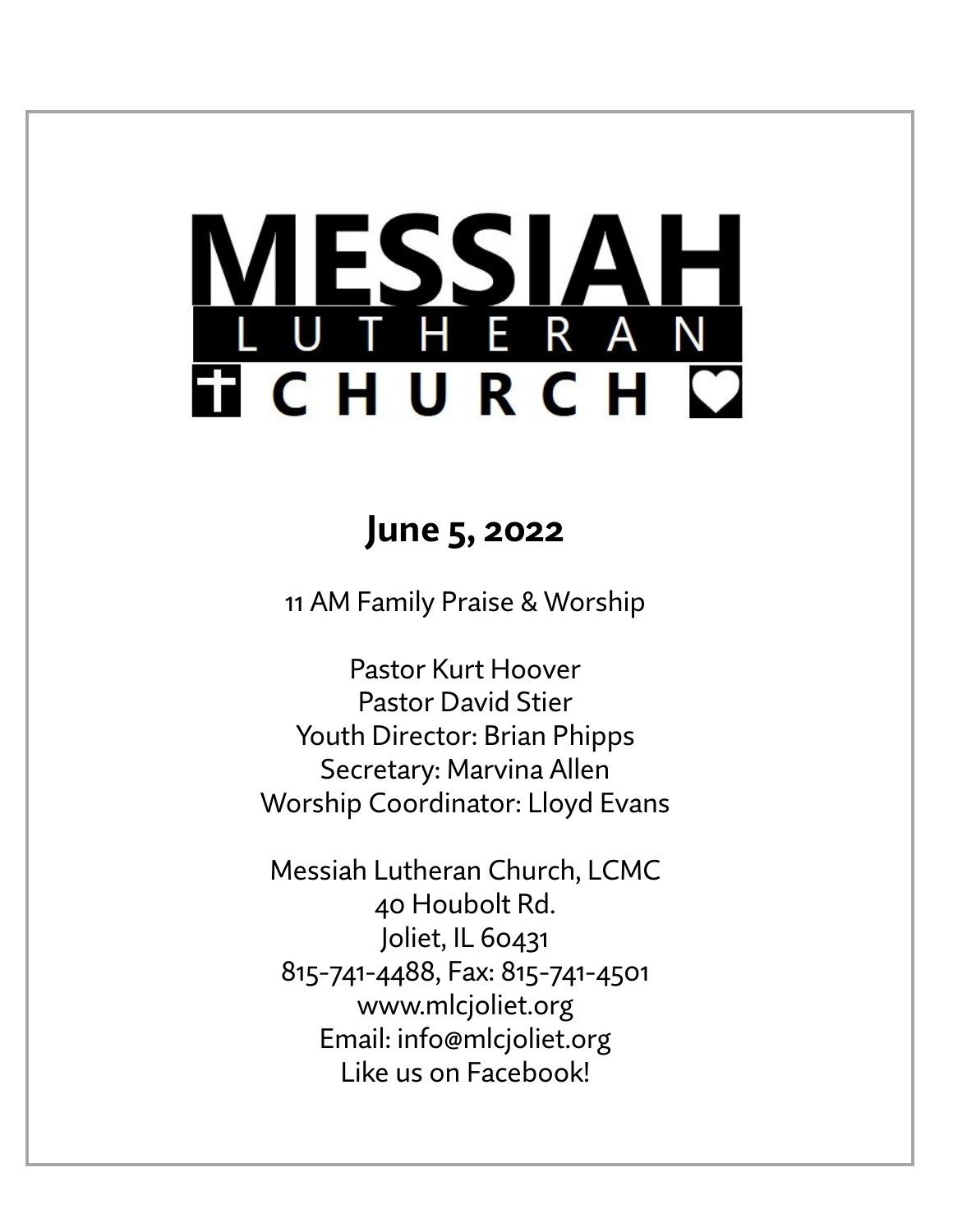# MESSIAH LUTHERAN CHURCH

## June 5, 2022

11 AM Family Praise & Worship

Pastor Kurt Hoover
Pastor David Stier
Youth Director: Brian Phipps
Secretary: Marvina Allen
Worship Coordinator: Lloyd Evans

Messiah Lutheran Church, LCMC
40 Houbolt Rd.
Joliet, IL 60431
815-741-4488, Fax: 815-741-4501
www.mlcjoliet.org
Email: info@mlcjoliet.org
Like us on Facebook!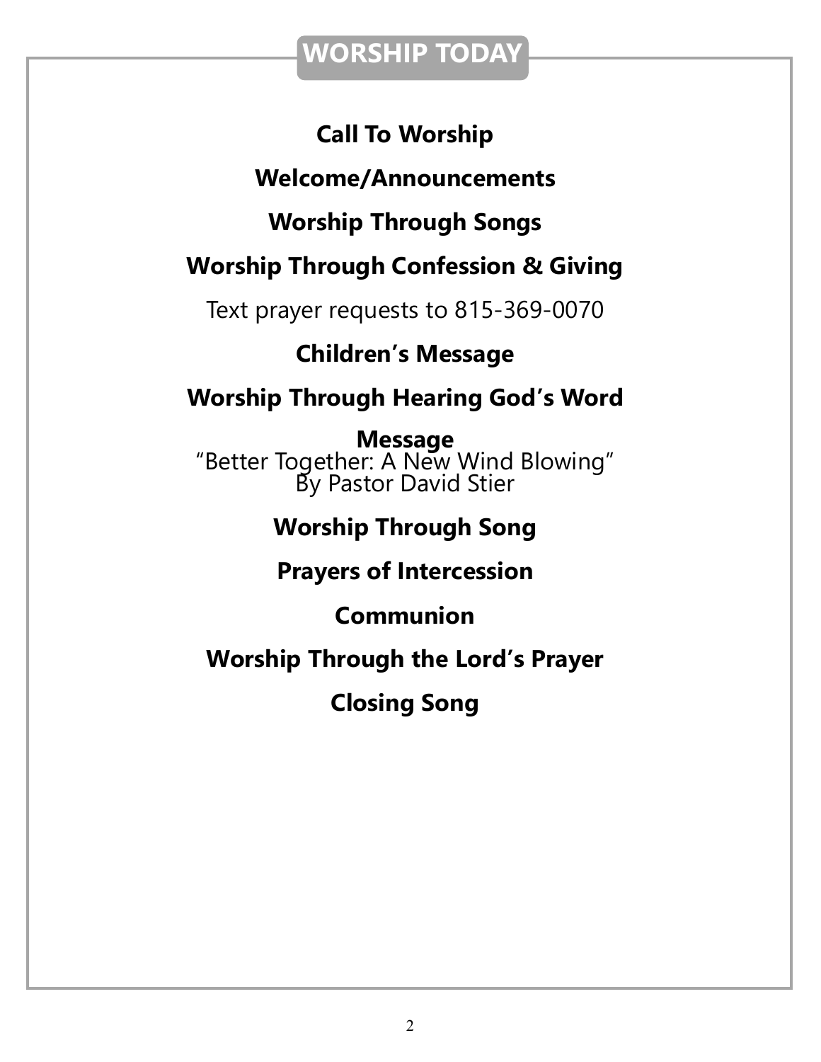## WORSHIP TODAY

**Call To Worship**

**Welcome/Announcements**

**Worship Through Songs**

**Worship Through Confession & Giving**

Text prayer requests to 815-369-0070

**Children's Message**

**Worship Through Hearing God's Word**

**Message**
"Better Together: A New Wind Blowing"
By Pastor David Stier

**Worship Through Song**

**Prayers of Intercession**

**Communion**

**Worship Through the Lord's Prayer**

**Closing Song**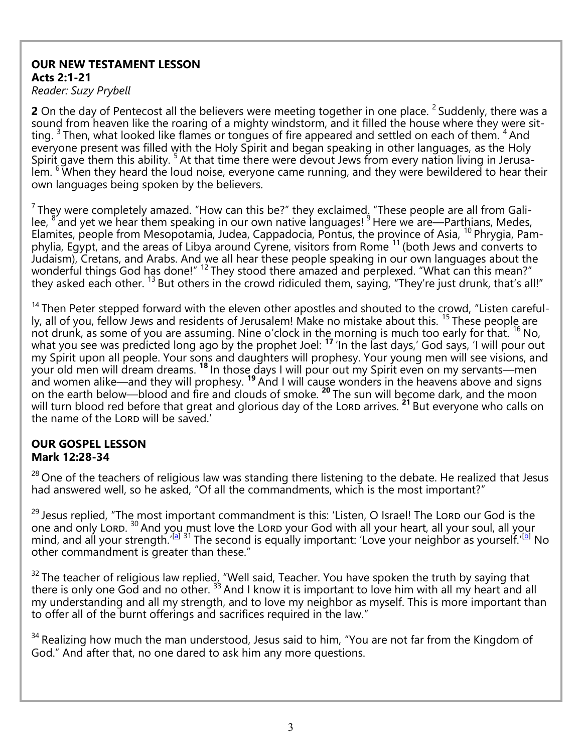**OUR NEW TESTAMENT LESSON**
**Acts 2:1-21**
*Reader: Suzy Prybell*

**2** On the day of Pentecost all the believers were meeting together in one place. [2] Suddenly, there was a sound from heaven like the roaring of a mighty windstorm, and it filled the house where they were sitting. [3] Then, what looked like flames or tongues of fire appeared and settled on each of them. [4] And everyone present was filled with the Holy Spirit and began speaking in other languages, as the Holy Spirit gave them this ability. [5] At that time there were devout Jews from every nation living in Jerusalem. [6] When they heard the loud noise, everyone came running, and they were bewildered to hear their own languages being spoken by the believers.

[7] They were completely amazed. "How can this be?" they exclaimed. "These people are all from Galilee, [8] and yet we hear them speaking in our own native languages! [9] Here we are—Parthians, Medes, Elamites, people from Mesopotamia, Judea, Cappadocia, Pontus, the province of Asia, [10] Phrygia, Pamphylia, Egypt, and the areas of Libya around Cyrene, visitors from Rome [11] (both Jews and converts to Judaism), Cretans, and Arabs. And we all hear these people speaking in our own languages about the wonderful things God has done!" [12] They stood there amazed and perplexed. "What can this mean?" they asked each other. [13] But others in the crowd ridiculed them, saying, "They're just drunk, that's all!"

[14] Then Peter stepped forward with the eleven other apostles and shouted to the crowd, "Listen carefully, all of you, fellow Jews and residents of Jerusalem! Make no mistake about this. [15] These people are not drunk, as some of you are assuming. Nine o'clock in the morning is much too early for that. [16] No, what you see was predicted long ago by the prophet Joel: **17** 'In the last days,' God says, 'I will pour out my Spirit upon all people. Your sons and daughters will prophesy. Your young men will see visions, and your old men will dream dreams. **18** In those days I will pour out my Spirit even on my servants—men and women alike—and they will prophesy. **19** And I will cause wonders in the heavens above and signs on the earth below—blood and fire and clouds of smoke. **20** The sun will become dark, and the moon will turn blood red before that great and glorious day of the LORD arrives. **21** But everyone who calls on the name of the LORD will be saved.'

**OUR GOSPEL LESSON**
**Mark 12:28-34**

[28] One of the teachers of religious law was standing there listening to the debate. He realized that Jesus had answered well, so he asked, "Of all the commandments, which is the most important?"

[29] Jesus replied, "The most important commandment is this: 'Listen, O Israel! The LORD our God is the one and only LORD. [30] And you must love the LORD your God with all your heart, all your soul, all your mind, and all your strength.'[a] [31] The second is equally important: 'Love your neighbor as yourself.'[b] No other commandment is greater than these."

[32] The teacher of religious law replied, "Well said, Teacher. You have spoken the truth by saying that there is only one God and no other. [33] And I know it is important to love him with all my heart and all my understanding and all my strength, and to love my neighbor as myself. This is more important than to offer all of the burnt offerings and sacrifices required in the law."

[34] Realizing how much the man understood, Jesus said to him, "You are not far from the Kingdom of God." And after that, no one dared to ask him any more questions.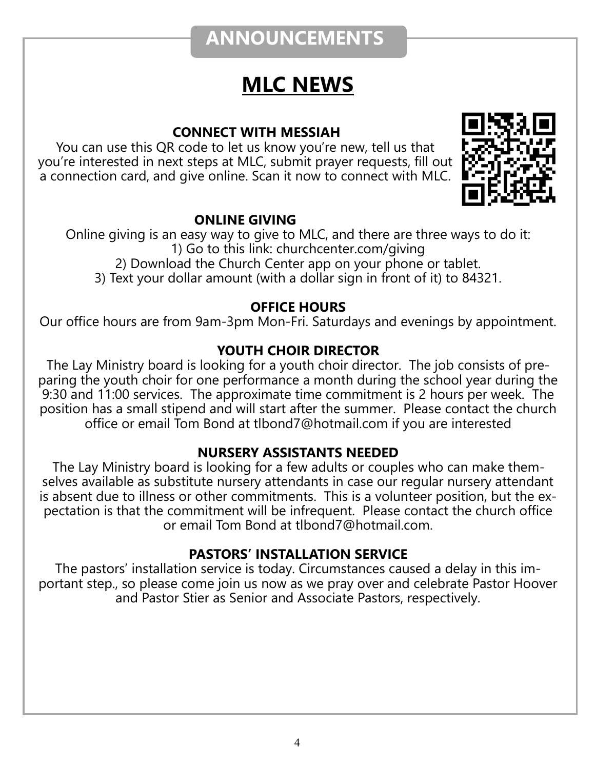## ANNOUNCEMENTS

# MLC NEWS

### CONNECT WITH MESSIAH

You can use this QR code to let us know you're new, tell us that you're interested in next steps at MLC, submit prayer requests, fill out a connection card, and give online. Scan it now to connect with MLC.

### ONLINE GIVING

Online giving is an easy way to give to MLC, and there are three ways to do it:

1) Go to this link: churchcenter.com/giving
2) Download the Church Center app on your phone or tablet.
3) Text your dollar amount (with a dollar sign in front of it) to 84321.

### OFFICE HOURS

Our office hours are from 9am-3pm Mon-Fri. Saturdays and evenings by appointment.

### YOUTH CHOIR DIRECTOR

The Lay Ministry board is looking for a youth choir director. The job consists of preparing the youth choir for one performance a month during the school year during the 9:30 and 11:00 services. The approximate time commitment is 2 hours per week. The position has a small stipend and will start after the summer. Please contact the church office or email Tom Bond at tlbond7@hotmail.com if you are interested

### NURSERY ASSISTANTS NEEDED

The Lay Ministry board is looking for a few adults or couples who can make themselves available as substitute nursery attendants in case our regular nursery attendant is absent due to illness or other commitments. This is a volunteer position, but the expectation is that the commitment will be infrequent. Please contact the church office or email Tom Bond at tlbond7@hotmail.com.

### PASTORS' INSTALLATION SERVICE

The pastors' installation service is today. Circumstances caused a delay in this important step., so please come join us now as we pray over and celebrate Pastor Hoover and Pastor Stier as Senior and Associate Pastors, respectively.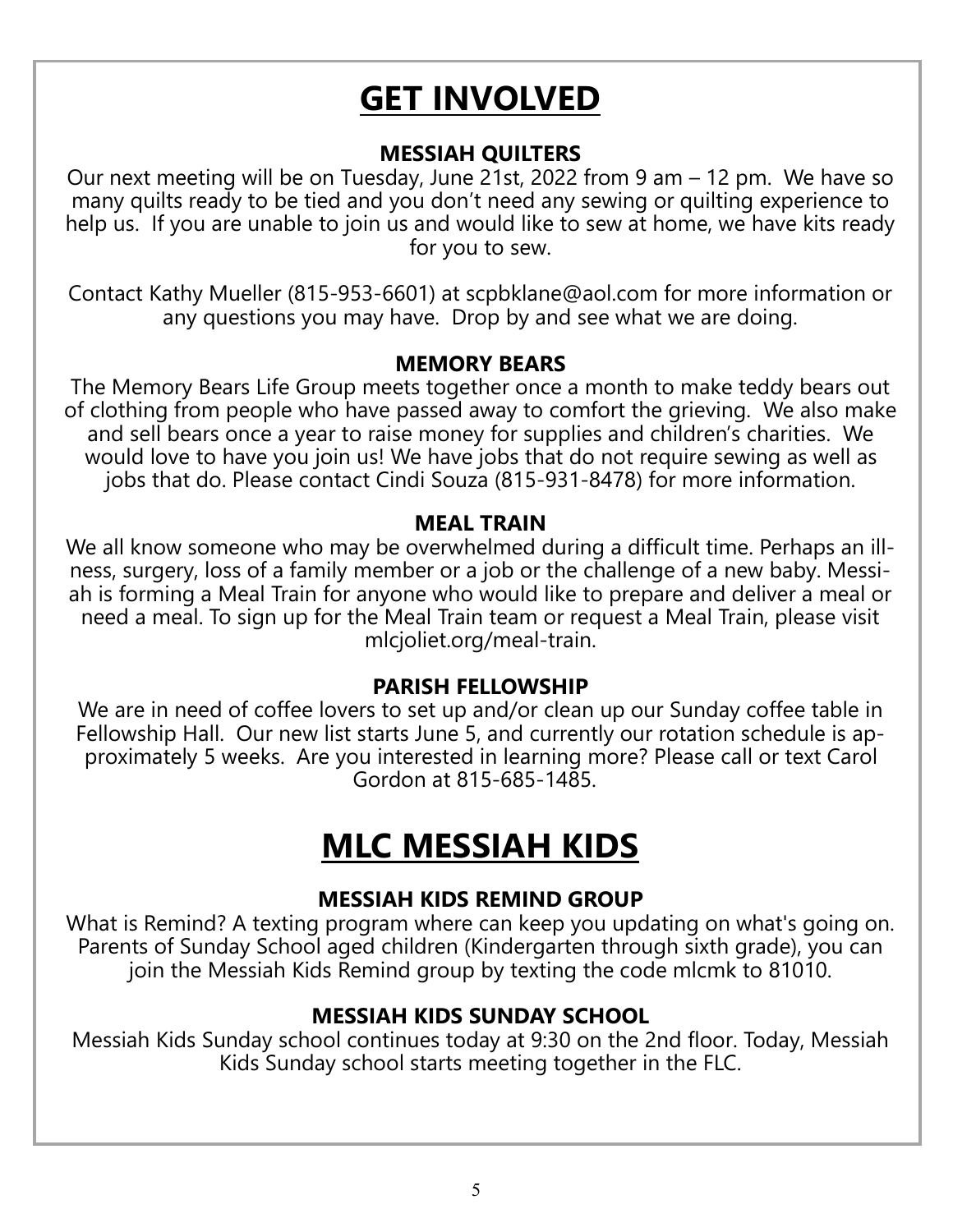# GET INVOLVED

### MESSIAH QUILTERS

Our next meeting will be on Tuesday, June 21st, 2022 from 9 am – 12 pm. We have so many quilts ready to be tied and you don't need any sewing or quilting experience to help us. If you are unable to join us and would like to sew at home, we have kits ready for you to sew.

Contact Kathy Mueller (815-953-6601) at scpbklane@aol.com for more information or any questions you may have. Drop by and see what we are doing.

### MEMORY BEARS

The Memory Bears Life Group meets together once a month to make teddy bears out of clothing from people who have passed away to comfort the grieving. We also make and sell bears once a year to raise money for supplies and children's charities. We would love to have you join us! We have jobs that do not require sewing as well as jobs that do. Please contact Cindi Souza (815-931-8478) for more information.

### MEAL TRAIN

We all know someone who may be overwhelmed during a difficult time. Perhaps an illness, surgery, loss of a family member or a job or the challenge of a new baby. Messiah is forming a Meal Train for anyone who would like to prepare and deliver a meal or need a meal. To sign up for the Meal Train team or request a Meal Train, please visit mlcjoliet.org/meal-train.

### PARISH FELLOWSHIP

We are in need of coffee lovers to set up and/or clean up our Sunday coffee table in Fellowship Hall. Our new list starts June 5, and currently our rotation schedule is approximately 5 weeks. Are you interested in learning more? Please call or text Carol Gordon at 815-685-1485.

# MLC MESSIAH KIDS

### MESSIAH KIDS REMIND GROUP

What is Remind? A texting program where can keep you updating on what's going on. Parents of Sunday School aged children (Kindergarten through sixth grade), you can join the Messiah Kids Remind group by texting the code mlcmk to 81010.

### MESSIAH KIDS SUNDAY SCHOOL

Messiah Kids Sunday school continues today at 9:30 on the 2nd floor. Today, Messiah Kids Sunday school starts meeting together in the FLC.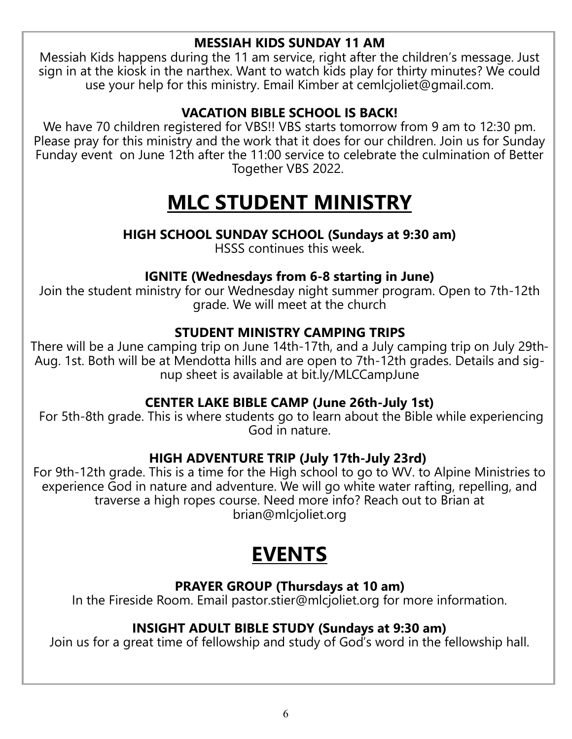**MESSIAH KIDS SUNDAY 11 AM**

Messiah Kids happens during the 11 am service, right after the children's message. Just sign in at the kiosk in the narthex. Want to watch kids play for thirty minutes? We could use your help for this ministry. Email Kimber at cemlcjoliet@gmail.com.

**VACATION BIBLE SCHOOL IS BACK!**

We have 70 children registered for VBS!! VBS starts tomorrow from 9 am to 12:30 pm. Please pray for this ministry and the work that it does for our children. Join us for Sunday Funday event on June 12th after the 11:00 service to celebrate the culmination of Better Together VBS 2022.

# MLC STUDENT MINISTRY

**HIGH SCHOOL SUNDAY SCHOOL (Sundays at 9:30 am)**

HSSS continues this week.

**IGNITE (Wednesdays from 6-8 starting in June)**

Join the student ministry for our Wednesday night summer program. Open to 7th-12th grade. We will meet at the church

**STUDENT MINISTRY CAMPING TRIPS**

There will be a June camping trip on June 14th-17th, and a July camping trip on July 29th-Aug. 1st. Both will be at Mendotta hills and are open to 7th-12th grades. Details and signup sheet is available at bit.ly/MLCCampJune

**CENTER LAKE BIBLE CAMP (June 26th-July 1st)**

For 5th-8th grade. This is where students go to learn about the Bible while experiencing God in nature.

**HIGH ADVENTURE TRIP (July 17th-July 23rd)**

For 9th-12th grade. This is a time for the High school to go to WV. to Alpine Ministries to experience God in nature and adventure. We will go white water rafting, repelling, and traverse a high ropes course. Need more info? Reach out to Brian at brian@mlcjoliet.org

# EVENTS

**PRAYER GROUP (Thursdays at 10 am)**

In the Fireside Room. Email pastor.stier@mlcjoliet.org for more information.

**INSIGHT ADULT BIBLE STUDY (Sundays at 9:30 am)**

Join us for a great time of fellowship and study of God's word in the fellowship hall.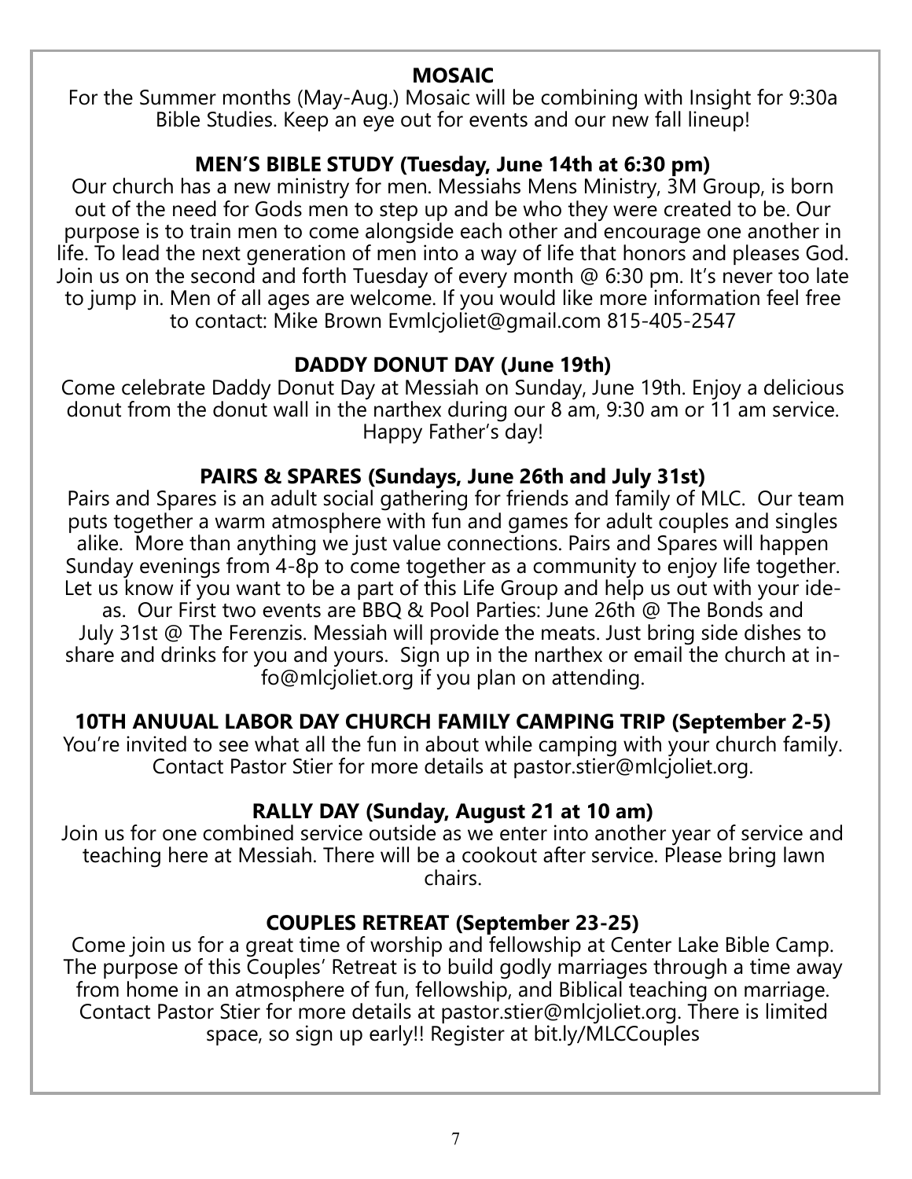## MOSAIC

For the Summer months (May-Aug.) Mosaic will be combining with Insight for 9:30a Bible Studies. Keep an eye out for events and our new fall lineup!

## MEN'S BIBLE STUDY (Tuesday, June 14th at 6:30 pm)

Our church has a new ministry for men. Messiahs Mens Ministry, 3M Group, is born out of the need for Gods men to step up and be who they were created to be. Our purpose is to train men to come alongside each other and encourage one another in life. To lead the next generation of men into a way of life that honors and pleases God. Join us on the second and forth Tuesday of every month @ 6:30 pm. It's never too late to jump in. Men of all ages are welcome. If you would like more information feel free to contact: Mike Brown Evmlcjoliet@gmail.com 815-405-2547

## DADDY DONUT DAY (June 19th)

Come celebrate Daddy Donut Day at Messiah on Sunday, June 19th. Enjoy a delicious donut from the donut wall in the narthex during our 8 am, 9:30 am or 11 am service. Happy Father's day!

## PAIRS & SPARES (Sundays, June 26th and July 31st)

Pairs and Spares is an adult social gathering for friends and family of MLC. Our team puts together a warm atmosphere with fun and games for adult couples and singles alike. More than anything we just value connections. Pairs and Spares will happen Sunday evenings from 4-8p to come together as a community to enjoy life together. Let us know if you want to be a part of this Life Group and help us out with your ideas. Our First two events are BBQ & Pool Parties: June 26th @ The Bonds and July 31st @ The Ferenzis. Messiah will provide the meats. Just bring side dishes to share and drinks for you and yours. Sign up in the narthex or email the church at info@mlcjoliet.org if you plan on attending.

## 10TH ANUUAL LABOR DAY CHURCH FAMILY CAMPING TRIP (September 2-5)

You're invited to see what all the fun in about while camping with your church family. Contact Pastor Stier for more details at pastor.stier@mlcjoliet.org.

## RALLY DAY (Sunday, August 21 at 10 am)

Join us for one combined service outside as we enter into another year of service and teaching here at Messiah. There will be a cookout after service. Please bring lawn chairs.

## COUPLES RETREAT (September 23-25)

Come join us for a great time of worship and fellowship at Center Lake Bible Camp. The purpose of this Couples' Retreat is to build godly marriages through a time away from home in an atmosphere of fun, fellowship, and Biblical teaching on marriage. Contact Pastor Stier for more details at pastor.stier@mlcjoliet.org. There is limited space, so sign up early!! Register at bit.ly/MLCCouples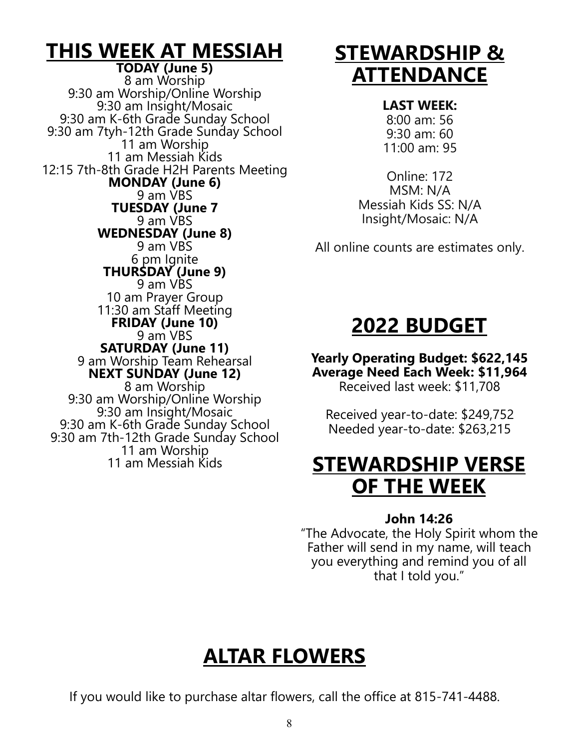## THIS WEEK AT MESSIAH

**TODAY (June 5)**
8 am Worship
9:30 am Worship/Online Worship
9:30 am Insight/Mosaic
9:30 am K-6th Grade Sunday School
9:30 am 7tyh-12th Grade Sunday School
11 am Worship
11 am Messiah Kids
12:15 7th-8th Grade H2H Parents Meeting

**MONDAY (June 6)**
9 am VBS

**TUESDAY (June 7**
9 am VBS

**WEDNESDAY (June 8)**
9 am VBS
6 pm Ignite

**THURSDAY (June 9)**
9 am VBS
10 am Prayer Group
11:30 am Staff Meeting

**FRIDAY (June 10)**
9 am VBS

**SATURDAY (June 11)**
9 am Worship Team Rehearsal

**NEXT SUNDAY (June 12)**
8 am Worship
9:30 am Worship/Online Worship
9:30 am Insight/Mosaic
9:30 am K-6th Grade Sunday School
9:30 am 7th-12th Grade Sunday School
11 am Worship
11 am Messiah Kids

## STEWARDSHIP & ATTENDANCE

**LAST WEEK:**
8:00 am: 56
9:30 am: 60
11:00 am: 95

Online: 172
MSM: N/A
Messiah Kids SS: N/A
Insight/Mosaic: N/A

All online counts are estimates only.

## 2022 BUDGET

**Yearly Operating Budget: $622,145**
**Average Need Each Week: $11,964**
Received last week: $11,708

Received year-to-date: $249,752
Needed year-to-date: $263,215

## STEWARDSHIP VERSE OF THE WEEK

**John 14:26**
"The Advocate, the Holy Spirit whom the Father will send in my name, will teach you everything and remind you of all that I told you."

## ALTAR FLOWERS

If you would like to purchase altar flowers, call the office at 815-741-4488.